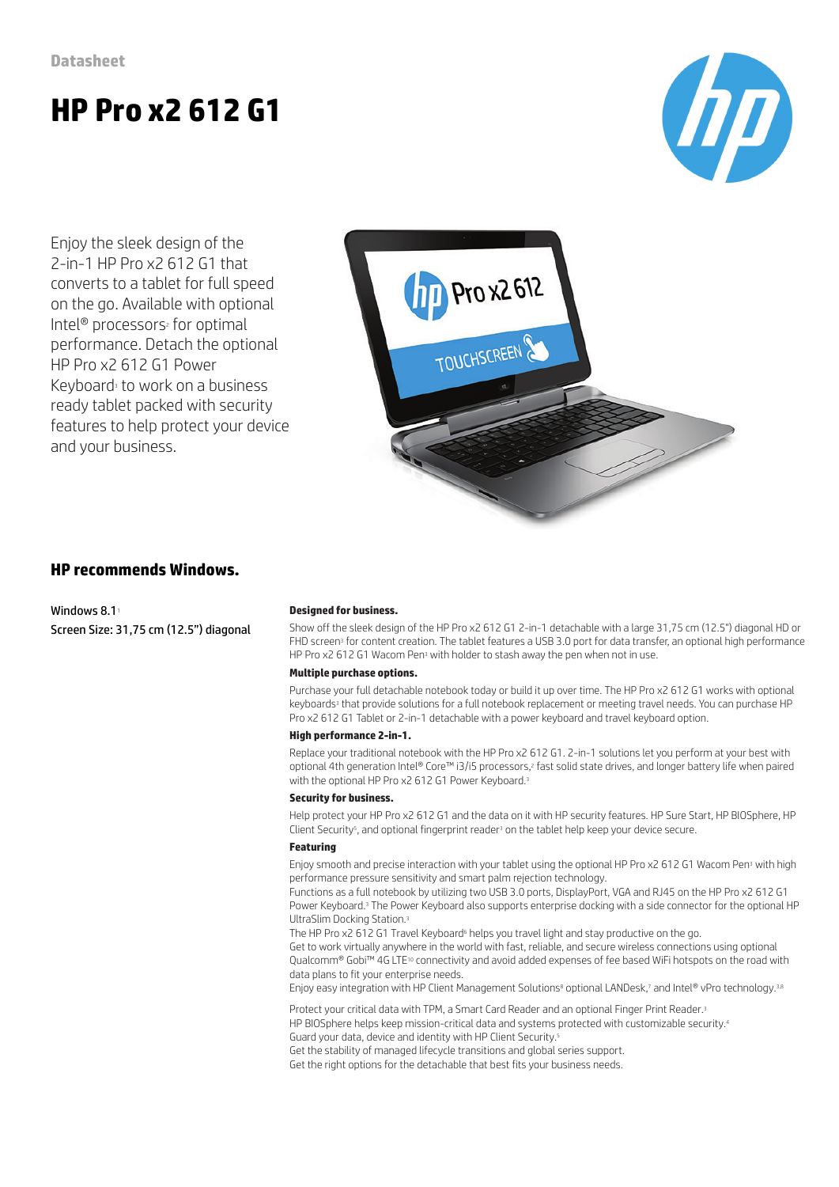Datasheet

# HP Pro x2 612 G1

Enjoy the sleek design of the 2-in-1 HP Pro x2 612 G1 that converts to a tablet for full speed on the go. Available with optional Intel® processors[2] for optimal performance. Detach the optional HP Pro x2 612 G1 Power Keyboard[3] to work on a business ready tablet packed with security features to help protect your device and your business.

## HP recommends Windows.

Windows 8.1[1]

Screen Size: 31,75 cm (12.5”) diagonal

**Designed for business.**

Show off the sleek design of the HP Pro x2 612 G1 2-in-1 detachable with a large 31,75 cm (12.5") diagonal HD or FHD screen[3] for content creation. The tablet features a USB 3.0 port for data transfer, an optional high performance HP Pro x2 612 G1 Wacom Pen[3] with holder to stash away the pen when not in use.

**Multiple purchase options.**

Purchase your full detachable notebook today or build it up over time. The HP Pro x2 612 G1 works with optional keyboards[3] that provide solutions for a full notebook replacement or meeting travel needs. You can purchase HP Pro x2 612 G1 Tablet or 2-in-1 detachable with a power keyboard and travel keyboard option.

**High performance 2-in-1.**

Replace your traditional notebook with the HP Pro x2 612 G1. 2-in-1 solutions let you perform at your best with optional 4th generation Intel® Core™ i3/i5 processors,[2] fast solid state drives, and longer battery life when paired with the optional HP Pro x2 612 G1 Power Keyboard.[3]

**Security for business.**

Help protect your HP Pro x2 612 G1 and the data on it with HP security features. HP Sure Start, HP BIOSphere, HP Client Security[5], and optional fingerprint reader[3] on the tablet help keep your device secure.

**Featuring**

Enjoy smooth and precise interaction with your tablet using the optional HP Pro x2 612 G1 Wacom Pen[3] with high performance pressure sensitivity and smart palm rejection technology.

Functions as a full notebook by utilizing two USB 3.0 ports, DisplayPort, VGA and RJ45 on the HP Pro x2 612 G1 Power Keyboard.[3] The Power Keyboard also supports enterprise docking with a side connector for the optional HP UltraSlim Docking Station.[3]

The HP Pro x2 612 G1 Travel Keyboard[6] helps you travel light and stay productive on the go.

Get to work virtually anywhere in the world with fast, reliable, and secure wireless connections using optional Qualcomm® Gobi™ 4G LTE[10] connectivity and avoid added expenses of fee based WiFi hotspots on the road with data plans to fit your enterprise needs.

Enjoy easy integration with HP Client Management Solutions[8] optional LANDesk,[7] and Intel® vPro technology.[3,8]

Protect your critical data with TPM, a Smart Card Reader and an optional Finger Print Reader.[3]

HP BIOSphere helps keep mission-critical data and systems protected with customizable security.[4]

Guard your data, device and identity with HP Client Security.[5]

Get the stability of managed lifecycle transitions and global series support.

Get the right options for the detachable that best fits your business needs.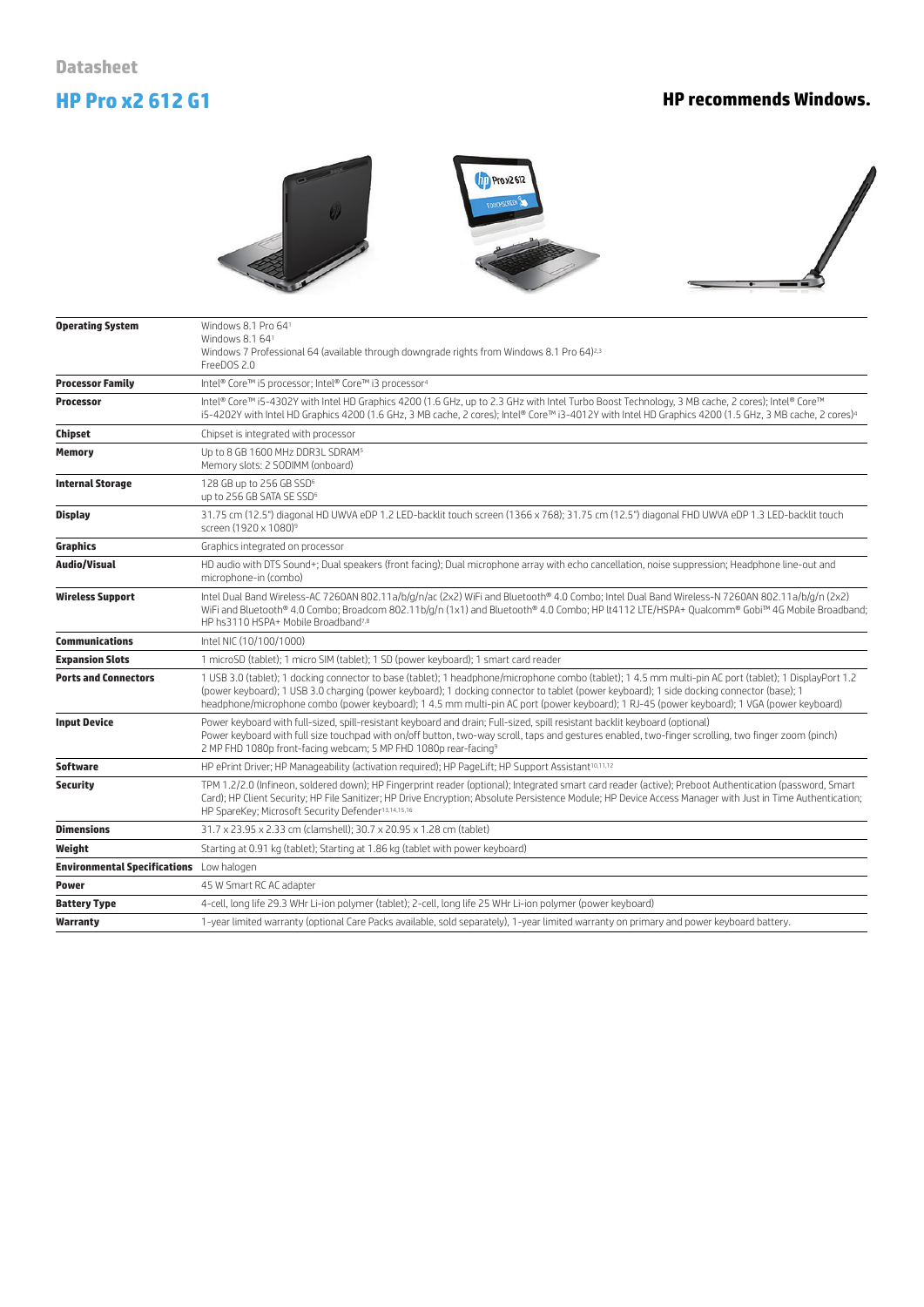Datasheet

# HP Pro x2 612 G1

**HP recommends Windows.**

| | |
|---|---|
| **Operating System** | Windows 8.1 Pro 64[1]<br>Windows 8.1 64[1]<br>Windows 7 Professional 64 (available through downgrade rights from Windows 8.1 Pro 64)[2,3]<br>FreeDOS 2.0 |
| **Processor Family** | Intel® Core™ i5 processor; Intel® Core™ i3 processor[4] |
| **Processor** | Intel® Core™ i5-4302Y with Intel HD Graphics 4200 (1.6 GHz, up to 2.3 GHz with Intel Turbo Boost Technology, 3 MB cache, 2 cores); Intel® Core™ i5-4202Y with Intel HD Graphics 4200 (1.6 GHz, 3 MB cache, 2 cores); Intel® Core™ i3-4012Y with Intel HD Graphics 4200 (1.5 GHz, 3 MB cache, 2 cores)[4] |
| **Chipset** | Chipset is integrated with processor |
| **Memory** | Up to 8 GB 1600 MHz DDR3L SDRAM[5]<br>Memory slots: 2 SODIMM (onboard) |
| **Internal Storage** | 128 GB up to 256 GB SSD[6]<br>up to 256 GB SATA SE SSD[6] |
| **Display** | 31.75 cm (12.5") diagonal HD UWVA eDP 1.2 LED-backlit touch screen (1366 x 768); 31.75 cm (12.5") diagonal FHD UWVA eDP 1.3 LED-backlit touch screen (1920 x 1080)[9] |
| **Graphics** | Graphics integrated on processor |
| **Audio/Visual** | HD audio with DTS Sound+; Dual speakers (front facing); Dual microphone array with echo cancellation, noise suppression; Headphone line-out and microphone-in (combo) |
| **Wireless Support** | Intel Dual Band Wireless-AC 7260AN 802.11a/b/g/n/ac (2x2) WiFi and Bluetooth® 4.0 Combo; Intel Dual Band Wireless-N 7260AN 802.11a/b/g/n (2x2) WiFi and Bluetooth® 4.0 Combo; Broadcom 802.11b/g/n (1x1) and Bluetooth® 4.0 Combo; HP lt4112 LTE/HSPA+ Qualcomm® Gobi™ 4G Mobile Broadband; HP hs3110 HSPA+ Mobile Broadband[7,8] |
| **Communications** | Intel NIC (10/100/1000) |
| **Expansion Slots** | 1 microSD (tablet); 1 micro SIM (tablet); 1 SD (power keyboard); 1 smart card reader |
| **Ports and Connectors** | 1 USB 3.0 (tablet); 1 docking connector to base (tablet); 1 headphone/microphone combo (tablet); 1 4.5 mm multi-pin AC port (tablet); 1 DisplayPort 1.2 (power keyboard); 1 USB 3.0 charging (power keyboard); 1 docking connector to tablet (power keyboard); 1 side docking connector (base); 1 headphone/microphone combo (power keyboard); 1 4.5 mm multi-pin AC port (power keyboard); 1 RJ-45 (power keyboard); 1 VGA (power keyboard) |
| **Input Device** | Power keyboard with full-sized, spill-resistant keyboard and drain; Full-sized, spill resistant backlit keyboard (optional)<br>Power keyboard with full size touchpad with on/off button, two-way scroll, taps and gestures enabled, two-finger scrolling, two finger zoom (pinch)<br>2 MP FHD 1080p front-facing webcam; 5 MP FHD 1080p rear-facing[9] |
| **Software** | HP ePrint Driver; HP Manageability (activation required); HP PageLift; HP Support Assistant[10,11,12] |
| **Security** | TPM 1.2/2.0 (Infineon, soldered down); HP Fingerprint reader (optional); Integrated smart card reader (active); Preboot Authentication (password, Smart Card); HP Client Security; HP File Sanitizer; HP Drive Encryption; Absolute Persistence Module; HP Device Access Manager with Just in Time Authentication; HP SpareKey; Microsoft Security Defender[13,14,15,16] |
| **Dimensions** | 31.7 x 23.95 x 2.33 cm (clamshell); 30.7 x 20.95 x 1.28 cm (tablet) |
| **Weight** | Starting at 0.91 kg (tablet); Starting at 1.86 kg (tablet with power keyboard) |
| **Environmental Specifications** | Low halogen |
| **Power** | 45 W Smart RC AC adapter |
| **Battery Type** | 4-cell, long life 29.3 WHr Li-ion polymer (tablet); 2-cell, long life 25 WHr Li-ion polymer (power keyboard) |
| **Warranty** | 1-year limited warranty (optional Care Packs available, sold separately), 1-year limited warranty on primary and power keyboard battery. |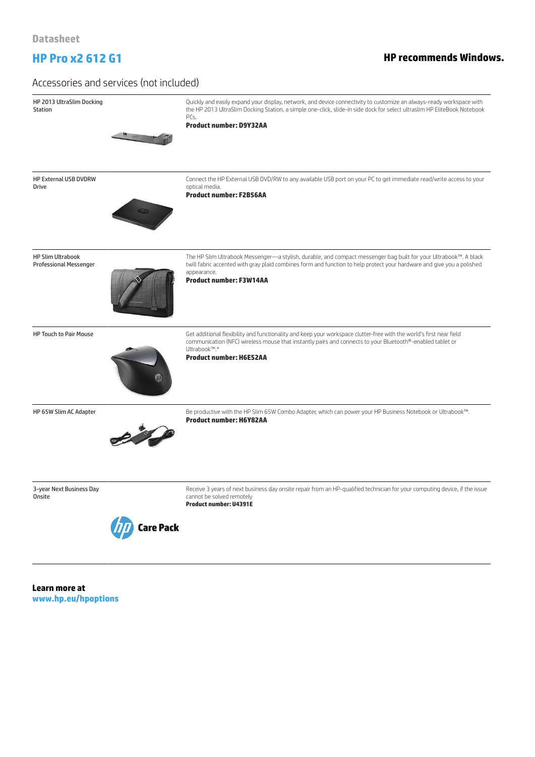Datasheet

# HP Pro x2 612 G1

**HP recommends Windows.**

## Accessories and services (not included)

| | |
|---|---|
| HP 2013 UltraSlim Docking Station | Quickly and easily expand your display, network, and device connectivity to customize an always-ready workspace with the HP 2013 UltraSlim Docking Station, a simple one-click, slide-in side dock for select ultraslim HP EliteBook Notebook PCs.<br>**Product number: D9Y32AA** |
| HP External USB DVDRW Drive | Connect the HP External USB DVD/RW to any available USB port on your PC to get immediate read/write access to your optical media.<br>**Product number: F2B56AA** |
| HP Slim Ultrabook Professional Messenger | The HP Slim Ultrabook Messenger—a stylish, durable, and compact messenger bag built for your Ultrabook™. A black twill fabric accented with gray plaid combines form and function to help protect your hardware and give you a polished appearance.<br>**Product number: F3W14AA** |
| HP Touch to Pair Mouse | Get additional flexibility and functionality and keep your workspace clutter-free with the world's first near field communication (NFC) wireless mouse that instantly pairs and connects to your Bluetooth®-enabled tablet or Ultrabook™.*<br>**Product number: H6E52AA** |
| HP 65W Slim AC Adapter | Be productive with the HP Slim 65W Combo Adapter, which can power your HP Business Notebook or Ultrabook™.<br>**Product number: H6Y82AA** |
| 3-year Next Business Day Onsite | Receive 3 years of next business day onsite repair from an HP-qualified technician for your computing device, if the issue cannot be solved remotely<br>**Product number: U4391E** |

**Learn more at**
**www.hp.eu/hpoptions**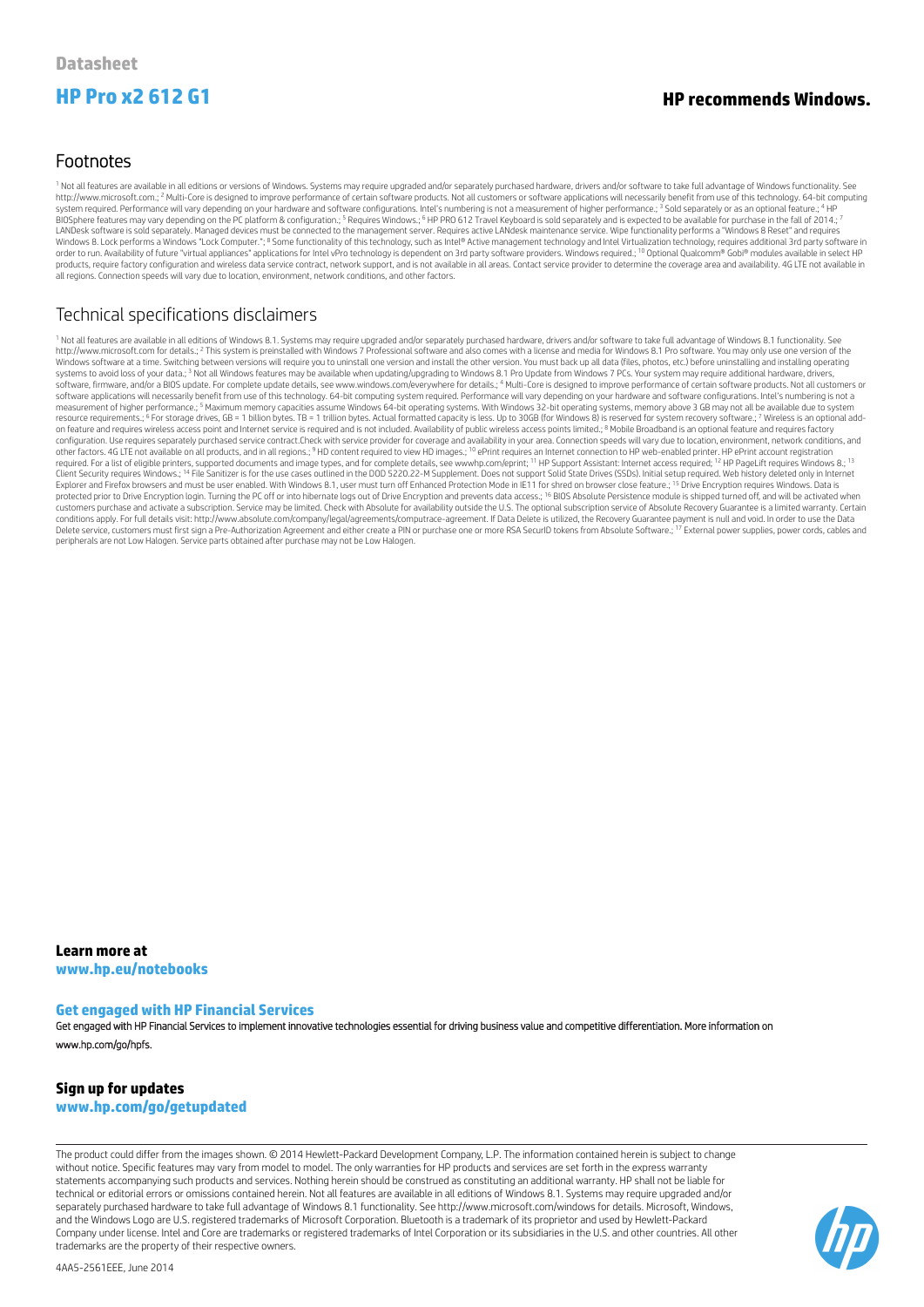**Datasheet**

## HP Pro x2 612 G1

**HP recommends Windows.**

## Footnotes

[1] Not all features are available in all editions or versions of Windows. Systems may require upgraded and/or separately purchased hardware, drivers and/or software to take full advantage of Windows functionality. See http://www.microsoft.com.; [2] Multi-Core is designed to improve performance of certain software products. Not all customers or software applications will necessarily benefit from use of this technology. 64-bit computing system required. Performance will vary depending on your hardware and software configurations. Intel's numbering is not a measurement of higher performance.; [3] Sold separately or as an optional feature.; [4] HP BIOSphere features may vary depending on the PC platform & configuration.; [5] Requires Windows.; [6] HP PRO 612 Travel Keyboard is sold separately and is expected to be available for purchase in the fall of 2014.; [7] LANDesk software is sold separately. Managed devices must be connected to the management server. Requires active LANdesk maintenance service. Wipe functionality performs a "Windows 8 Reset" and requires Windows 8. Lock performs a Windows "Lock Computer."; [8] Some functionality of this technology, such as Intel® Active management technology and Intel Virtualization technology, requires additional 3rd party software in order to run. Availability of future "virtual appliances" applications for Intel vPro technology is dependent on 3rd party software providers. Windows required.; [10] Optional Qualcomm® Gobi® modules available in select HP products, require factory configuration and wireless data service contract, network support, and is not available in all areas. Contact service provider to determine the coverage area and availability. 4G LTE not available in all regions. Connection speeds will vary due to location, environment, network conditions, and other factors.

## Technical specifications disclaimers

[1] Not all features are available in all editions of Windows 8.1. Systems may require upgraded and/or separately purchased hardware, drivers and/or software to take full advantage of Windows 8.1 functionality. See http://www.microsoft.com for details.; [2] This system is preinstalled with Windows 7 Professional software and also comes with a license and media for Windows 8.1 Pro software. You may only use one version of the Windows software at a time. Switching between versions will require you to uninstall one version and install the other version. You must back up all data (files, photos, etc.) before uninstalling and installing operating systems to avoid loss of your data.; [3] Not all Windows features may be available when updating/upgrading to Windows 8.1 Pro Update from Windows 7 PCs. Your system may require additional hardware, drivers, software, firmware, and/or a BIOS update. For complete update details, see www.windows.com/everywhere for details.; [4] Multi-Core is designed to improve performance of certain software products. Not all customers or software applications will necessarily benefit from use of this technology. 64-bit computing system required. Performance will vary depending on your hardware and software configurations. Intel's numbering is not a measurement of higher performance.; [5] Maximum memory capacities assume Windows 64-bit operating systems. With Windows 32-bit operating systems, memory above 3 GB may not all be available due to system resource requirements.; [6] For storage drives, GB = 1 billion bytes. TB = 1 trillion bytes. Actual formatted capacity is less. Up to 30GB (for Windows 8) is reserved for system recovery software.; [7] Wireless is an optional add-on feature and requires wireless access point and Internet service is required and is not included. Availability of public wireless access points limited.; [8] Mobile Broadband is an optional feature and requires factory configuration. Use requires separately purchased service contract.Check with service provider for coverage and availability in your area. Connection speeds will vary due to location, environment, network conditions, and other factors. 4G LTE not available on all products, and in all regions.; [9] HD content required to view HD images.; [10] ePrint requires an Internet connection to HP web-enabled printer. HP ePrint account registration required. For a list of eligible printers, supported documents and image types, and for complete details, see wwwhp.com/eprint; [11] HP Support Assistant: Internet access required; [12] HP PageLift requires Windows 8.; [13] Client Security requires Windows.; [14] File Sanitizer is for the use cases outlined in the DOD 5220.22-M Supplement. Does not support Solid State Drives (SSDs). Initial setup required. Web history deleted only in Internet Explorer and Firefox browsers and must be user enabled. With Windows 8.1, user must turn off Enhanced Protection Mode in IE11 for shred on browser close feature.; [15] Drive Encryption requires Windows. Data is protected prior to Drive Encryption login. Turning the PC off or into hibernate logs out of Drive Encryption and prevents data access.; [16] BIOS Absolute Persistence module is shipped turned off, and will be activated when customers purchase and activate a subscription. Service may be limited. Check with Absolute for availability outside the U.S. The optional subscription service of Absolute Recovery Guarantee is a limited warranty. Certain conditions apply. For full details visit: http://www.absolute.com/company/legal/agreements/computrace-agreement. If Data Delete is utilized, the Recovery Guarantee payment is null and void. In order to use the Data Delete service, customers must first sign a Pre-Authorization Agreement and either create a PIN or purchase one or more RSA SecurID tokens from Absolute Software.; [17] External power supplies, power cords, cables and peripherals are not Low Halogen. Service parts obtained after purchase may not be Low Halogen.

**Learn more at**
**www.hp.eu/notebooks**

**Get engaged with HP Financial Services**

Get engaged with HP Financial Services to implement innovative technologies essential for driving business value and competitive differentiation. More information on www.hp.com/go/hpfs.

**Sign up for updates**
**www.hp.com/go/getupdated**

The product could differ from the images shown. © 2014 Hewlett-Packard Development Company, L.P. The information contained herein is subject to change without notice. Specific features may vary from model to model. The only warranties for HP products and services are set forth in the express warranty statements accompanying such products and services. Nothing herein should be construed as constituting an additional warranty. HP shall not be liable for technical or editorial errors or omissions contained herein. Not all features are available in all editions of Windows 8.1. Systems may require upgraded and/or separately purchased hardware to take full advantage of Windows 8.1 functionality. See http://www.microsoft.com/windows for details. Microsoft, Windows, and the Windows Logo are U.S. registered trademarks of Microsoft Corporation. Bluetooth is a trademark of its proprietor and used by Hewlett-Packard Company under license. Intel and Core are trademarks or registered trademarks of Intel Corporation or its subsidiaries in the U.S. and other countries. All other trademarks are the property of their respective owners.

4AA5-2561EEE, June 2014